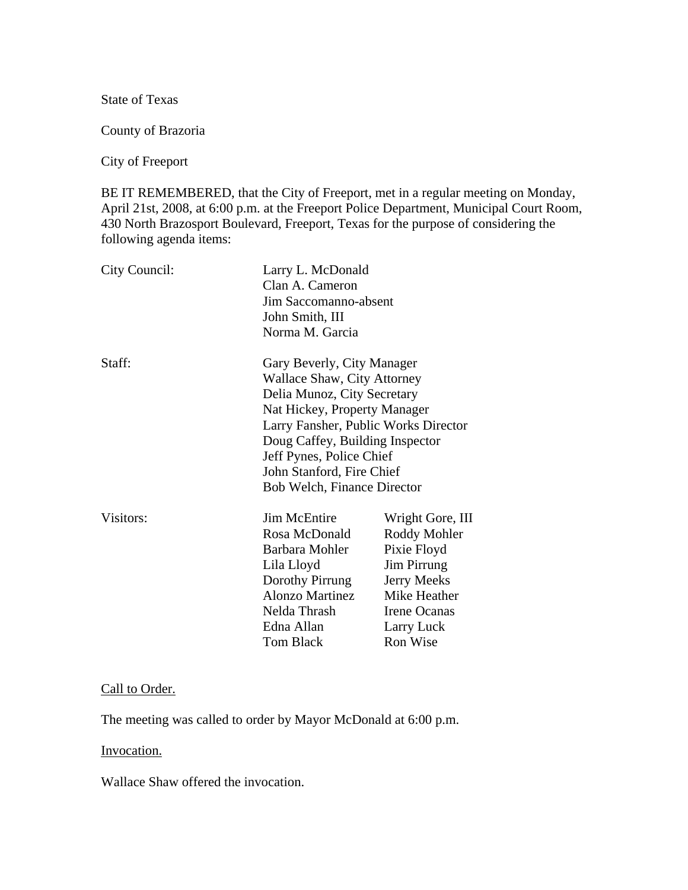State of Texas

County of Brazoria

City of Freeport

BE IT REMEMBERED, that the City of Freeport, met in a regular meeting on Monday, April 21st, 2008, at 6:00 p.m. at the Freeport Police Department, Municipal Court Room, 430 North Brazosport Boulevard, Freeport, Texas for the purpose of considering the following agenda items:

| | | |
|---|---|---|
| City Council: | Larry L. McDonald | |
| | Clan A. Cameron | |
| | Jim Saccomanno-absent | |
| | John Smith, III | |
| | Norma M. Garcia | |
| Staff: | Gary Beverly, City Manager | |
| | Wallace Shaw, City Attorney | |
| | Delia Munoz, City Secretary | |
| | Nat Hickey, Property Manager | |
| | Larry Fansher, Public Works Director | |
| | Doug Caffey, Building Inspector | |
| | Jeff Pynes, Police Chief | |
| | John Stanford, Fire Chief | |
| | Bob Welch, Finance Director | |
| Visitors: | Jim McEntire | Wright Gore, III |
| | Rosa McDonald | Roddy Mohler |
| | Barbara Mohler | Pixie Floyd |
| | Lila Lloyd | Jim Pirrung |
| | Dorothy Pirrung | Jerry Meeks |
| | Alonzo Martinez | Mike Heather |
| | Nelda Thrash | Irene Ocanas |
| | Edna Allan | Larry Luck |
| | Tom Black | Ron Wise |

<u>Call to Order.</u>

The meeting was called to order by Mayor McDonald at 6:00 p.m.

<u>Invocation.</u>

Wallace Shaw offered the invocation.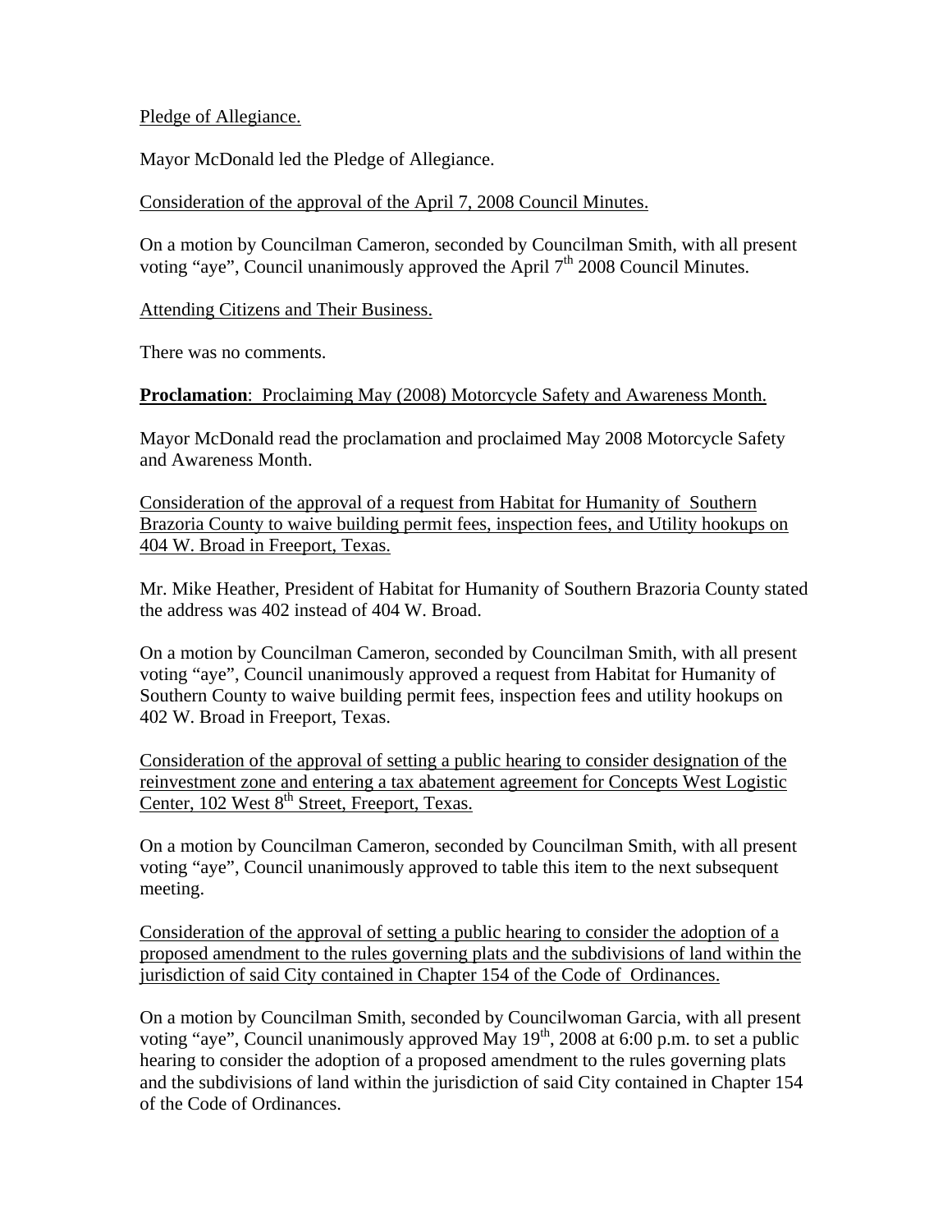Pledge of Allegiance.

Mayor McDonald led the Pledge of Allegiance.

Consideration of the approval of the April 7, 2008 Council Minutes.

On a motion by Councilman Cameron, seconded by Councilman Smith, with all present voting "aye", Council unanimously approved the April 7th 2008 Council Minutes.

Attending Citizens and Their Business.

There was no comments.

**Proclamation**: Proclaiming May (2008) Motorcycle Safety and Awareness Month.

Mayor McDonald read the proclamation and proclaimed May 2008 Motorcycle Safety and Awareness Month.

Consideration of the approval of a request from Habitat for Humanity of Southern Brazoria County to waive building permit fees, inspection fees, and Utility hookups on 404 W. Broad in Freeport, Texas.

Mr. Mike Heather, President of Habitat for Humanity of Southern Brazoria County stated the address was 402 instead of 404 W. Broad.

On a motion by Councilman Cameron, seconded by Councilman Smith, with all present voting "aye", Council unanimously approved a request from Habitat for Humanity of Southern County to waive building permit fees, inspection fees and utility hookups on 402 W. Broad in Freeport, Texas.

Consideration of the approval of setting a public hearing to consider designation of the reinvestment zone and entering a tax abatement agreement for Concepts West Logistic Center, 102 West 8th Street, Freeport, Texas.

On a motion by Councilman Cameron, seconded by Councilman Smith, with all present voting "aye", Council unanimously approved to table this item to the next subsequent meeting.

Consideration of the approval of setting a public hearing to consider the adoption of a proposed amendment to the rules governing plats and the subdivisions of land within the jurisdiction of said City contained in Chapter 154 of the Code of Ordinances.

On a motion by Councilman Smith, seconded by Councilwoman Garcia, with all present voting "aye", Council unanimously approved May 19th, 2008 at 6:00 p.m. to set a public hearing to consider the adoption of a proposed amendment to the rules governing plats and the subdivisions of land within the jurisdiction of said City contained in Chapter 154 of the Code of Ordinances.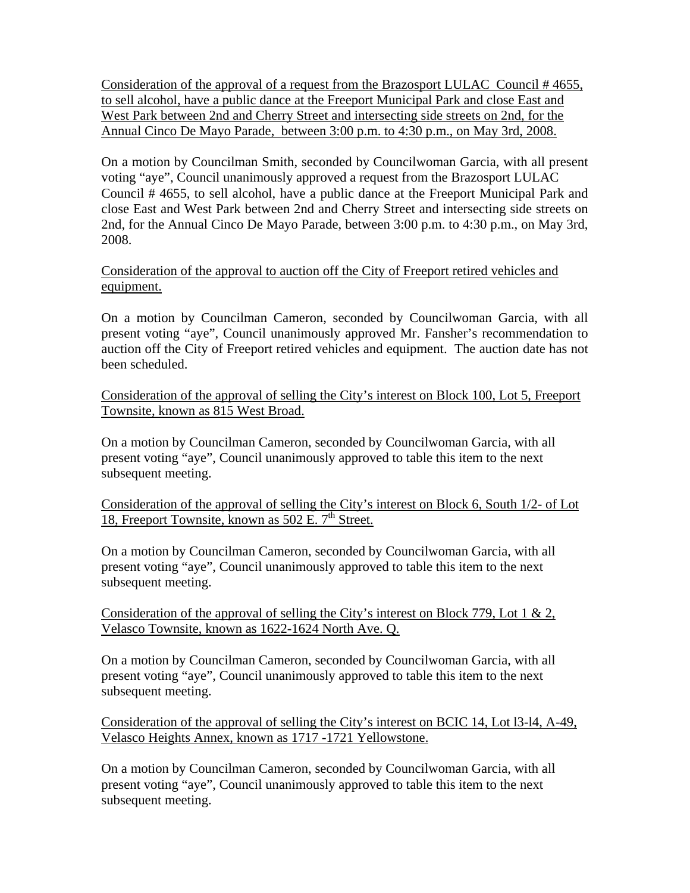Consideration of the approval of a request from the Brazosport LULAC Council # 4655, to sell alcohol, have a public dance at the Freeport Municipal Park and close East and West Park between 2nd and Cherry Street and intersecting side streets on 2nd, for the Annual Cinco De Mayo Parade, between 3:00 p.m. to 4:30 p.m., on May 3rd, 2008.

On a motion by Councilman Smith, seconded by Councilwoman Garcia, with all present voting "aye", Council unanimously approved a request from the Brazosport LULAC Council # 4655, to sell alcohol, have a public dance at the Freeport Municipal Park and close East and West Park between 2nd and Cherry Street and intersecting side streets on 2nd, for the Annual Cinco De Mayo Parade, between 3:00 p.m. to 4:30 p.m., on May 3rd, 2008.

Consideration of the approval to auction off the City of Freeport retired vehicles and equipment.

On a motion by Councilman Cameron, seconded by Councilwoman Garcia, with all present voting "aye", Council unanimously approved Mr. Fansher's recommendation to auction off the City of Freeport retired vehicles and equipment. The auction date has not been scheduled.

Consideration of the approval of selling the City's interest on Block 100, Lot 5, Freeport Townsite, known as 815 West Broad.

On a motion by Councilman Cameron, seconded by Councilwoman Garcia, with all present voting "aye", Council unanimously approved to table this item to the next subsequent meeting.

Consideration of the approval of selling the City's interest on Block 6, South 1/2- of Lot 18, Freeport Townsite, known as 502 E. 7th Street.

On a motion by Councilman Cameron, seconded by Councilwoman Garcia, with all present voting "aye", Council unanimously approved to table this item to the next subsequent meeting.

Consideration of the approval of selling the City's interest on Block 779, Lot 1 & 2, Velasco Townsite, known as 1622-1624 North Ave. Q.

On a motion by Councilman Cameron, seconded by Councilwoman Garcia, with all present voting "aye", Council unanimously approved to table this item to the next subsequent meeting.

Consideration of the approval of selling the City's interest on BCIC 14, Lot l3-l4, A-49, Velasco Heights Annex, known as 1717 -1721 Yellowstone.

On a motion by Councilman Cameron, seconded by Councilwoman Garcia, with all present voting "aye", Council unanimously approved to table this item to the next subsequent meeting.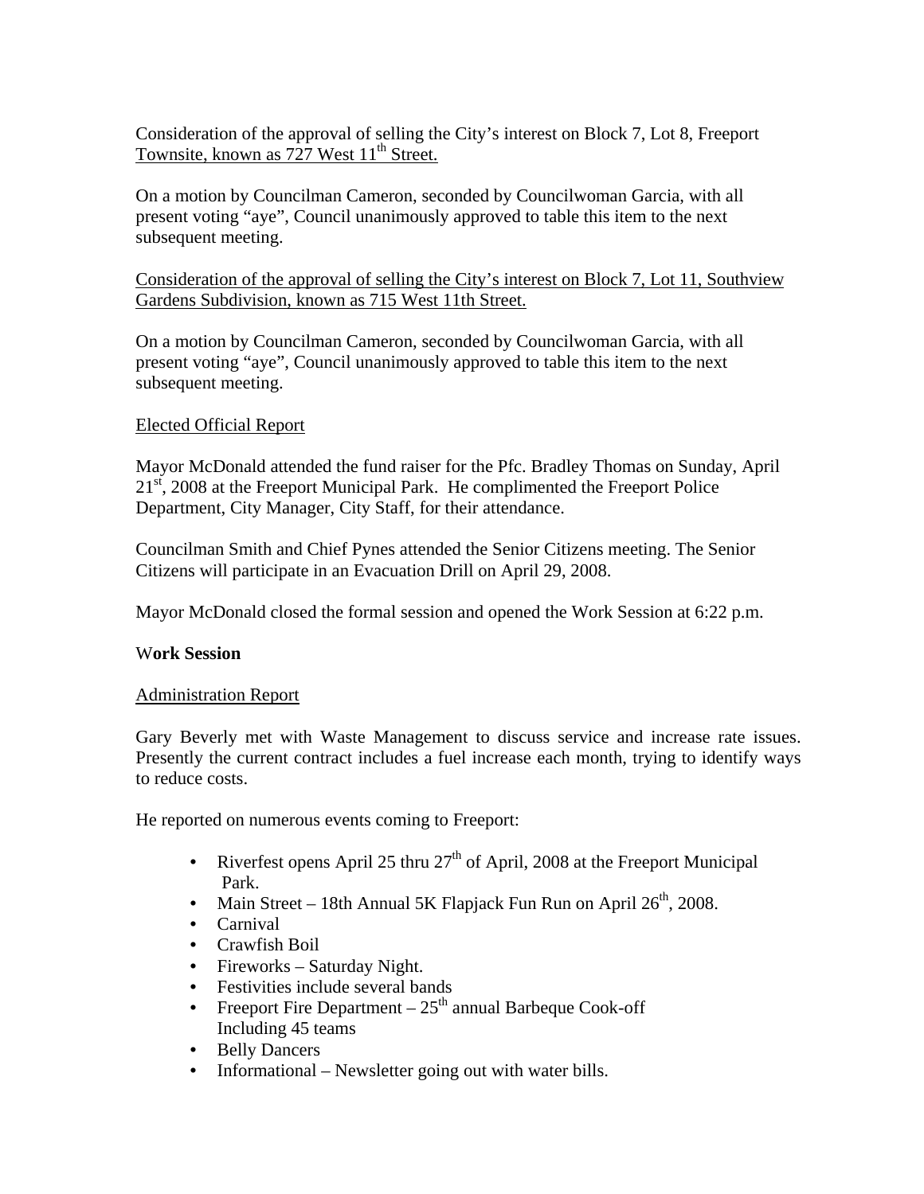Consideration of the approval of selling the City's interest on Block 7, Lot 8, Freeport Townsite, known as 727 West 11th Street.

On a motion by Councilman Cameron, seconded by Councilwoman Garcia, with all present voting "aye", Council unanimously approved to table this item to the next subsequent meeting.

Consideration of the approval of selling the City's interest on Block 7, Lot 11, Southview Gardens Subdivision, known as 715 West 11th Street.

On a motion by Councilman Cameron, seconded by Councilwoman Garcia, with all present voting "aye", Council unanimously approved to table this item to the next subsequent meeting.

Elected Official Report

Mayor McDonald attended the fund raiser for the Pfc. Bradley Thomas on Sunday, April 21st, 2008 at the Freeport Municipal Park. He complimented the Freeport Police Department, City Manager, City Staff, for their attendance.

Councilman Smith and Chief Pynes attended the Senior Citizens meeting. The Senior Citizens will participate in an Evacuation Drill on April 29, 2008.

Mayor McDonald closed the formal session and opened the Work Session at 6:22 p.m.

**Work Session**

Administration Report

Gary Beverly met with Waste Management to discuss service and increase rate issues. Presently the current contract includes a fuel increase each month, trying to identify ways to reduce costs.

He reported on numerous events coming to Freeport:

- Riverfest opens April 25 thru 27th of April, 2008 at the Freeport Municipal Park.
- Main Street – 18th Annual 5K Flapjack Fun Run on April 26th, 2008.
- Carnival
- Crawfish Boil
- Fireworks – Saturday Night.
- Festivities include several bands
- Freeport Fire Department – 25th annual Barbeque Cook-off Including 45 teams
- Belly Dancers
- Informational – Newsletter going out with water bills.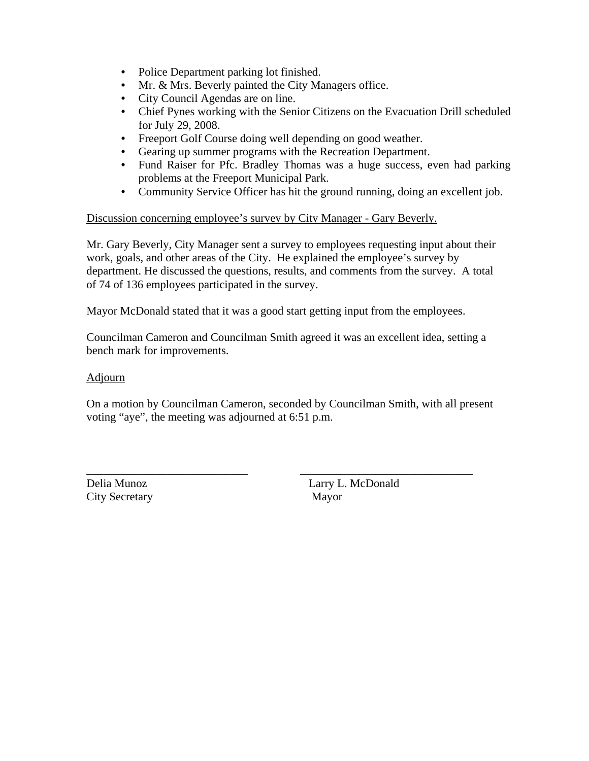- Police Department parking lot finished.
- Mr. & Mrs. Beverly painted the City Managers office.
- City Council Agendas are on line.
- Chief Pynes working with the Senior Citizens on the Evacuation Drill scheduled for July 29, 2008.
- Freeport Golf Course doing well depending on good weather.
- Gearing up summer programs with the Recreation Department.
- Fund Raiser for Pfc. Bradley Thomas was a huge success, even had parking problems at the Freeport Municipal Park.
- Community Service Officer has hit the ground running, doing an excellent job.

<u>Discussion concerning employee's survey by City Manager - Gary Beverly.</u>

Mr. Gary Beverly, City Manager sent a survey to employees requesting input about their work, goals, and other areas of the City. He explained the employee's survey by department. He discussed the questions, results, and comments from the survey. A total of 74 of 136 employees participated in the survey.

Mayor McDonald stated that it was a good start getting input from the employees.

Councilman Cameron and Councilman Smith agreed it was an excellent idea, setting a bench mark for improvements.

<u>Adjourn</u>

On a motion by Councilman Cameron, seconded by Councilman Smith, with all present voting "aye", the meeting was adjourned at 6:51 p.m.

| | |
|---|---|
| ____________________________ | ______________________________ |
| Delia Munoz | Larry L. McDonald |
| City Secretary | Mayor |